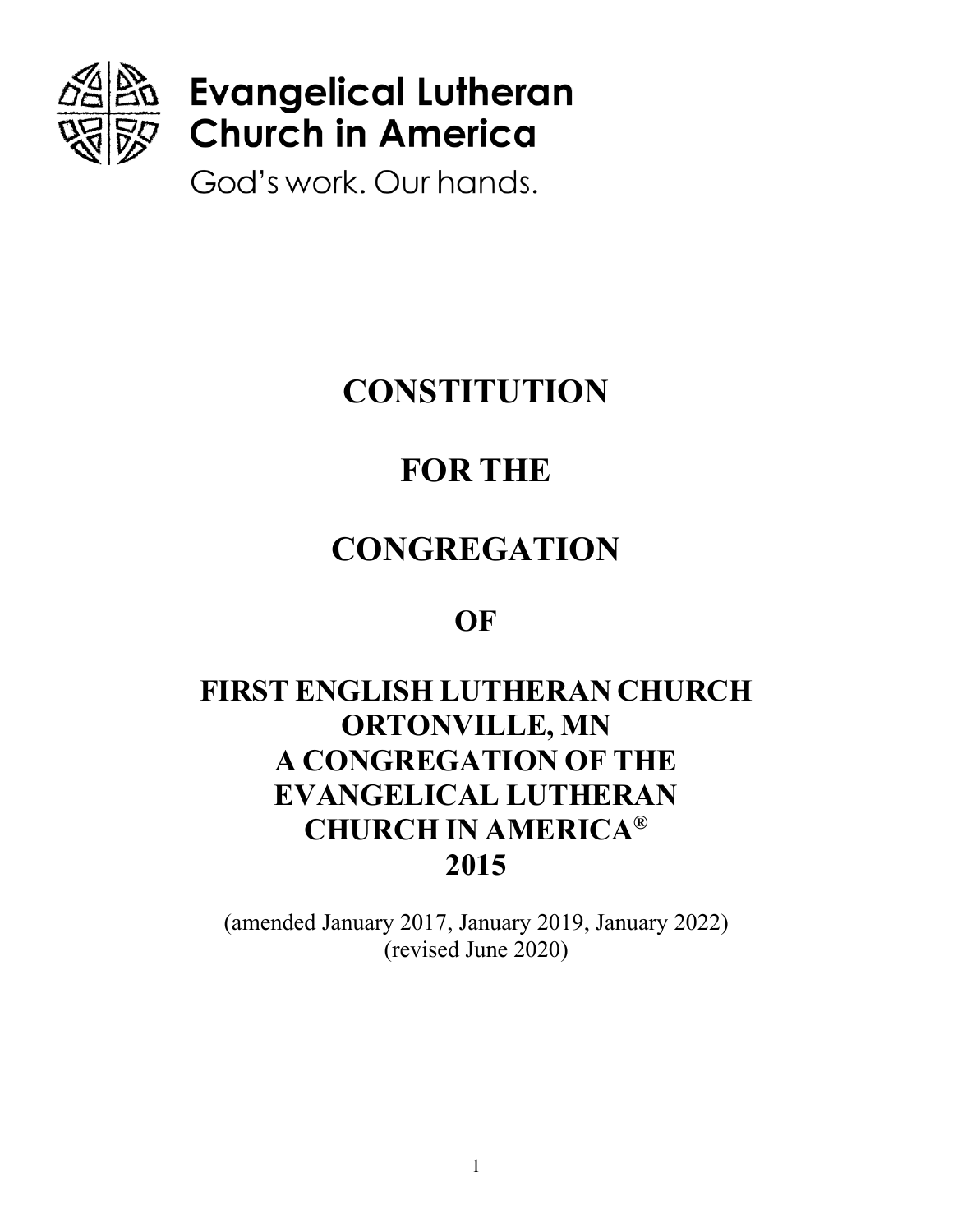**Evangelical Lutheran Church in America**

God's work. Our hands.

# CONSTITUTION

# FOR THE

# CONGREGATION

# OF

# FIRST ENGLISH LUTHERAN CHURCH ORTONVILLE, MN A CONGREGATION OF THE EVANGELICAL LUTHERAN CHURCH IN AMERICA® 2015

(amended January 2017, January 2019, January 2022)
(revised June 2020)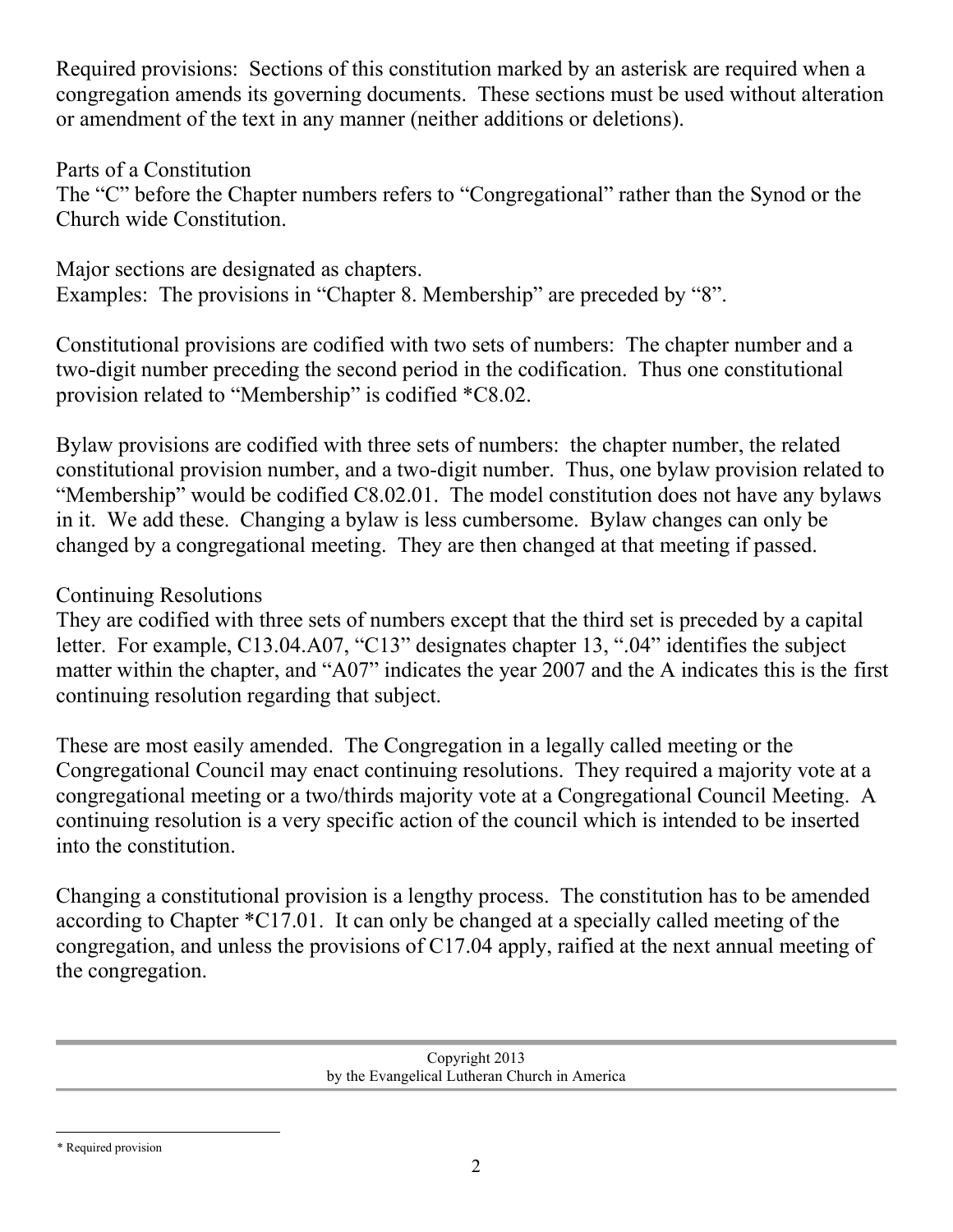Required provisions: Sections of this constitution marked by an asterisk are required when a congregation amends its governing documents. These sections must be used without alteration or amendment of the text in any manner (neither additions or deletions).

Parts of a Constitution
The "C" before the Chapter numbers refers to "Congregational" rather than the Synod or the Church wide Constitution.

Major sections are designated as chapters.
Examples: The provisions in "Chapter 8. Membership" are preceded by "8".

Constitutional provisions are codified with two sets of numbers: The chapter number and a two-digit number preceding the second period in the codification. Thus one constitutional provision related to "Membership" is codified *C8.02.

Bylaw provisions are codified with three sets of numbers: the chapter number, the related constitutional provision number, and a two-digit number. Thus, one bylaw provision related to "Membership" would be codified C8.02.01. The model constitution does not have any bylaws in it. We add these. Changing a bylaw is less cumbersome. Bylaw changes can only be changed by a congregational meeting. They are then changed at that meeting if passed.

Continuing Resolutions
They are codified with three sets of numbers except that the third set is preceded by a capital letter. For example, C13.04.A07, "C13" designates chapter 13, ".04" identifies the subject matter within the chapter, and "A07" indicates the year 2007 and the A indicates this is the first continuing resolution regarding that subject.

These are most easily amended. The Congregation in a legally called meeting or the Congregational Council may enact continuing resolutions. They required a majority vote at a congregational meeting or a two/thirds majority vote at a Congregational Council Meeting. A continuing resolution is a very specific action of the council which is intended to be inserted into the constitution.

Changing a constitutional provision is a lengthy process. The constitution has to be amended according to Chapter *C17.01. It can only be changed at a specially called meeting of the congregation, and unless the provisions of C17.04 apply, raified at the next annual meeting of the congregation.

Copyright 2013
by the Evangelical Lutheran Church in America

* Required provision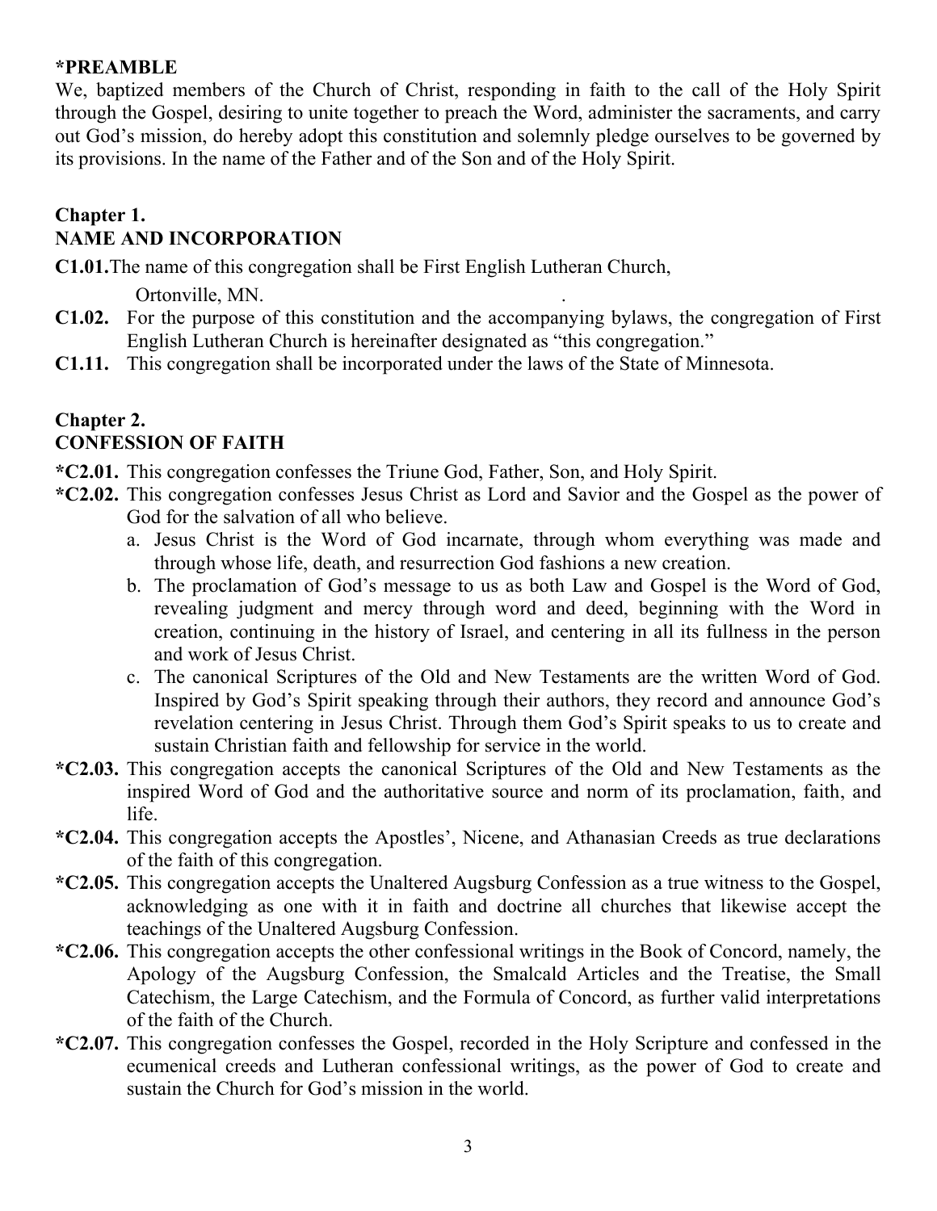**\*PREAMBLE**

We, baptized members of the Church of Christ, responding in faith to the call of the Holy Spirit through the Gospel, desiring to unite together to preach the Word, administer the sacraments, and carry out God's mission, do hereby adopt this constitution and solemnly pledge ourselves to be governed by its provisions. In the name of the Father and of the Son and of the Holy Spirit.

## Chapter 1.
## NAME AND INCORPORATION

**C1.01.** The name of this congregation shall be First English Lutheran Church, Ortonville, MN.

**C1.02.** For the purpose of this constitution and the accompanying bylaws, the congregation of First English Lutheran Church is hereinafter designated as "this congregation."

**C1.11.** This congregation shall be incorporated under the laws of the State of Minnesota.

## Chapter 2.
## CONFESSION OF FAITH

**\*C2.01.** This congregation confesses the Triune God, Father, Son, and Holy Spirit.

**\*C2.02.** This congregation confesses Jesus Christ as Lord and Savior and the Gospel as the power of God for the salvation of all who believe.

a. Jesus Christ is the Word of God incarnate, through whom everything was made and through whose life, death, and resurrection God fashions a new creation.

b. The proclamation of God's message to us as both Law and Gospel is the Word of God, revealing judgment and mercy through word and deed, beginning with the Word in creation, continuing in the history of Israel, and centering in all its fullness in the person and work of Jesus Christ.

c. The canonical Scriptures of the Old and New Testaments are the written Word of God. Inspired by God's Spirit speaking through their authors, they record and announce God's revelation centering in Jesus Christ. Through them God's Spirit speaks to us to create and sustain Christian faith and fellowship for service in the world.

**\*C2.03.** This congregation accepts the canonical Scriptures of the Old and New Testaments as the inspired Word of God and the authoritative source and norm of its proclamation, faith, and life.

**\*C2.04.** This congregation accepts the Apostles', Nicene, and Athanasian Creeds as true declarations of the faith of this congregation.

**\*C2.05.** This congregation accepts the Unaltered Augsburg Confession as a true witness to the Gospel, acknowledging as one with it in faith and doctrine all churches that likewise accept the teachings of the Unaltered Augsburg Confession.

**\*C2.06.** This congregation accepts the other confessional writings in the Book of Concord, namely, the Apology of the Augsburg Confession, the Smalcald Articles and the Treatise, the Small Catechism, the Large Catechism, and the Formula of Concord, as further valid interpretations of the faith of the Church.

**\*C2.07.** This congregation confesses the Gospel, recorded in the Holy Scripture and confessed in the ecumenical creeds and Lutheran confessional writings, as the power of God to create and sustain the Church for God's mission in the world.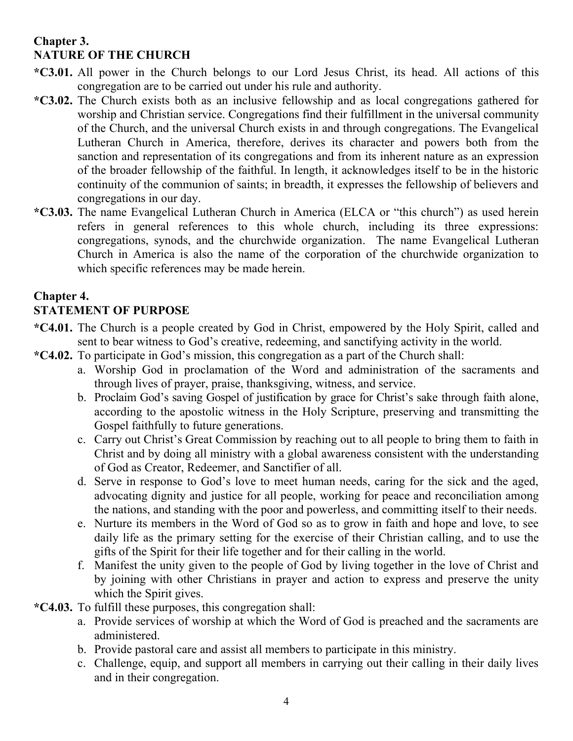## Chapter 3.
## NATURE OF THE CHURCH

**\*C3.01.** All power in the Church belongs to our Lord Jesus Christ, its head. All actions of this congregation are to be carried out under his rule and authority.

**\*C3.02.** The Church exists both as an inclusive fellowship and as local congregations gathered for worship and Christian service. Congregations find their fulfillment in the universal community of the Church, and the universal Church exists in and through congregations. The Evangelical Lutheran Church in America, therefore, derives its character and powers both from the sanction and representation of its congregations and from its inherent nature as an expression of the broader fellowship of the faithful. In length, it acknowledges itself to be in the historic continuity of the communion of saints; in breadth, it expresses the fellowship of believers and congregations in our day.

**\*C3.03.** The name Evangelical Lutheran Church in America (ELCA or "this church") as used herein refers in general references to this whole church, including its three expressions: congregations, synods, and the churchwide organization. The name Evangelical Lutheran Church in America is also the name of the corporation of the churchwide organization to which specific references may be made herein.

## Chapter 4.
## STATEMENT OF PURPOSE

**\*C4.01.** The Church is a people created by God in Christ, empowered by the Holy Spirit, called and sent to bear witness to God's creative, redeeming, and sanctifying activity in the world.

**\*C4.02.** To participate in God's mission, this congregation as a part of the Church shall:

a. Worship God in proclamation of the Word and administration of the sacraments and through lives of prayer, praise, thanksgiving, witness, and service.
b. Proclaim God's saving Gospel of justification by grace for Christ's sake through faith alone, according to the apostolic witness in the Holy Scripture, preserving and transmitting the Gospel faithfully to future generations.
c. Carry out Christ's Great Commission by reaching out to all people to bring them to faith in Christ and by doing all ministry with a global awareness consistent with the understanding of God as Creator, Redeemer, and Sanctifier of all.
d. Serve in response to God's love to meet human needs, caring for the sick and the aged, advocating dignity and justice for all people, working for peace and reconciliation among the nations, and standing with the poor and powerless, and committing itself to their needs.
e. Nurture its members in the Word of God so as to grow in faith and hope and love, to see daily life as the primary setting for the exercise of their Christian calling, and to use the gifts of the Spirit for their life together and for their calling in the world.
f. Manifest the unity given to the people of God by living together in the love of Christ and by joining with other Christians in prayer and action to express and preserve the unity which the Spirit gives.

**\*C4.03.** To fulfill these purposes, this congregation shall:

a. Provide services of worship at which the Word of God is preached and the sacraments are administered.
b. Provide pastoral care and assist all members to participate in this ministry.
c. Challenge, equip, and support all members in carrying out their calling in their daily lives and in their congregation.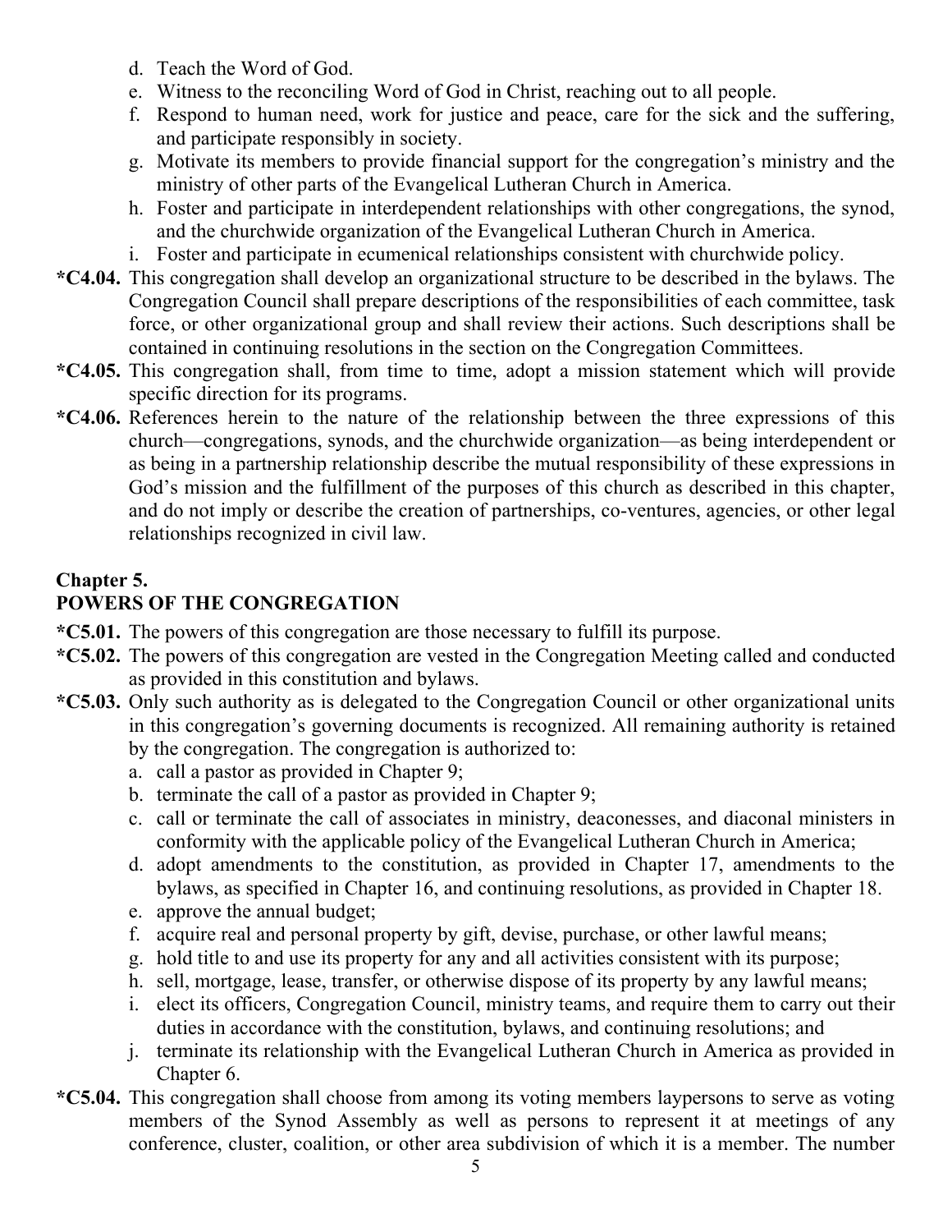d. Teach the Word of God.
e. Witness to the reconciling Word of God in Christ, reaching out to all people.
f. Respond to human need, work for justice and peace, care for the sick and the suffering, and participate responsibly in society.
g. Motivate its members to provide financial support for the congregation's ministry and the ministry of other parts of the Evangelical Lutheran Church in America.
h. Foster and participate in interdependent relationships with other congregations, the synod, and the churchwide organization of the Evangelical Lutheran Church in America.
i. Foster and participate in ecumenical relationships consistent with churchwide policy.

**\*C4.04.** This congregation shall develop an organizational structure to be described in the bylaws. The Congregation Council shall prepare descriptions of the responsibilities of each committee, task force, or other organizational group and shall review their actions. Such descriptions shall be contained in continuing resolutions in the section on the Congregation Committees.

**\*C4.05.** This congregation shall, from time to time, adopt a mission statement which will provide specific direction for its programs.

**\*C4.06.** References herein to the nature of the relationship between the three expressions of this church—congregations, synods, and the churchwide organization—as being interdependent or as being in a partnership relationship describe the mutual responsibility of these expressions in God's mission and the fulfillment of the purposes of this church as described in this chapter, and do not imply or describe the creation of partnerships, co-ventures, agencies, or other legal relationships recognized in civil law.

## Chapter 5.
## POWERS OF THE CONGREGATION

**\*C5.01.** The powers of this congregation are those necessary to fulfill its purpose.

**\*C5.02.** The powers of this congregation are vested in the Congregation Meeting called and conducted as provided in this constitution and bylaws.

**\*C5.03.** Only such authority as is delegated to the Congregation Council or other organizational units in this congregation's governing documents is recognized. All remaining authority is retained by the congregation. The congregation is authorized to:

a. call a pastor as provided in Chapter 9;
b. terminate the call of a pastor as provided in Chapter 9;
c. call or terminate the call of associates in ministry, deaconesses, and diaconal ministers in conformity with the applicable policy of the Evangelical Lutheran Church in America;
d. adopt amendments to the constitution, as provided in Chapter 17, amendments to the bylaws, as specified in Chapter 16, and continuing resolutions, as provided in Chapter 18.
e. approve the annual budget;
f. acquire real and personal property by gift, devise, purchase, or other lawful means;
g. hold title to and use its property for any and all activities consistent with its purpose;
h. sell, mortgage, lease, transfer, or otherwise dispose of its property by any lawful means;
i. elect its officers, Congregation Council, ministry teams, and require them to carry out their duties in accordance with the constitution, bylaws, and continuing resolutions; and
j. terminate its relationship with the Evangelical Lutheran Church in America as provided in Chapter 6.

**\*C5.04.** This congregation shall choose from among its voting members laypersons to serve as voting members of the Synod Assembly as well as persons to represent it at meetings of any conference, cluster, coalition, or other area subdivision of which it is a member. The number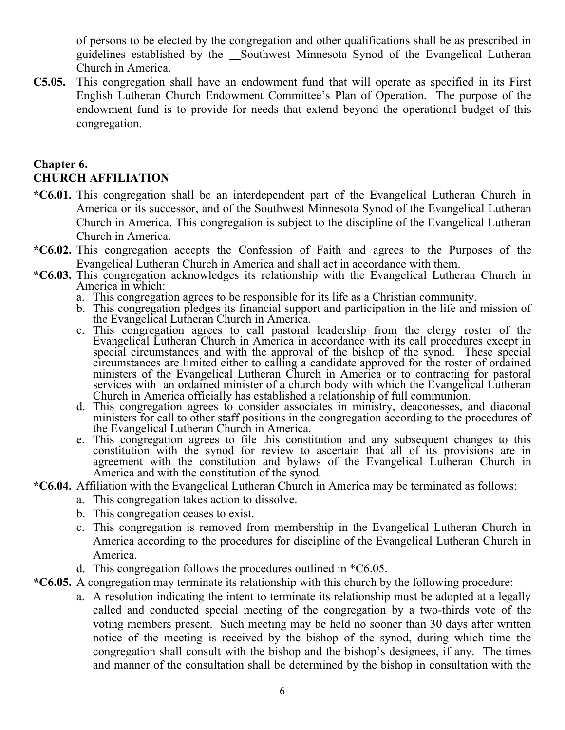of persons to be elected by the congregation and other qualifications shall be as prescribed in guidelines established by the __Southwest Minnesota Synod of the Evangelical Lutheran Church in America.

**C5.05.** This congregation shall have an endowment fund that will operate as specified in its First English Lutheran Church Endowment Committee's Plan of Operation. The purpose of the endowment fund is to provide for needs that extend beyond the operational budget of this congregation.

## Chapter 6.
## CHURCH AFFILIATION

**\*C6.01.** This congregation shall be an interdependent part of the Evangelical Lutheran Church in America or its successor, and of the Southwest Minnesota Synod of the Evangelical Lutheran Church in America. This congregation is subject to the discipline of the Evangelical Lutheran Church in America.

**\*C6.02.** This congregation accepts the Confession of Faith and agrees to the Purposes of the Evangelical Lutheran Church in America and shall act in accordance with them.

**\*C6.03.** This congregation acknowledges its relationship with the Evangelical Lutheran Church in America in which:

a. This congregation agrees to be responsible for its life as a Christian community.
b. This congregation pledges its financial support and participation in the life and mission of the Evangelical Lutheran Church in America.
c. This congregation agrees to call pastoral leadership from the clergy roster of the Evangelical Lutheran Church in America in accordance with its call procedures except in special circumstances and with the approval of the bishop of the synod. These special circumstances are limited either to calling a candidate approved for the roster of ordained ministers of the Evangelical Lutheran Church in America or to contracting for pastoral services with an ordained minister of a church body with which the Evangelical Lutheran Church in America officially has established a relationship of full communion.
d. This congregation agrees to consider associates in ministry, deaconesses, and diaconal ministers for call to other staff positions in the congregation according to the procedures of the Evangelical Lutheran Church in America.
e. This congregation agrees to file this constitution and any subsequent changes to this constitution with the synod for review to ascertain that all of its provisions are in agreement with the constitution and bylaws of the Evangelical Lutheran Church in America and with the constitution of the synod.

**\*C6.04.** Affiliation with the Evangelical Lutheran Church in America may be terminated as follows:

a. This congregation takes action to dissolve.
b. This congregation ceases to exist.
c. This congregation is removed from membership in the Evangelical Lutheran Church in America according to the procedures for discipline of the Evangelical Lutheran Church in America.
d. This congregation follows the procedures outlined in *C6.05.

**\*C6.05.** A congregation may terminate its relationship with this church by the following procedure:

a. A resolution indicating the intent to terminate its relationship must be adopted at a legally called and conducted special meeting of the congregation by a two-thirds vote of the voting members present. Such meeting may be held no sooner than 30 days after written notice of the meeting is received by the bishop of the synod, during which time the congregation shall consult with the bishop and the bishop's designees, if any. The times and manner of the consultation shall be determined by the bishop in consultation with the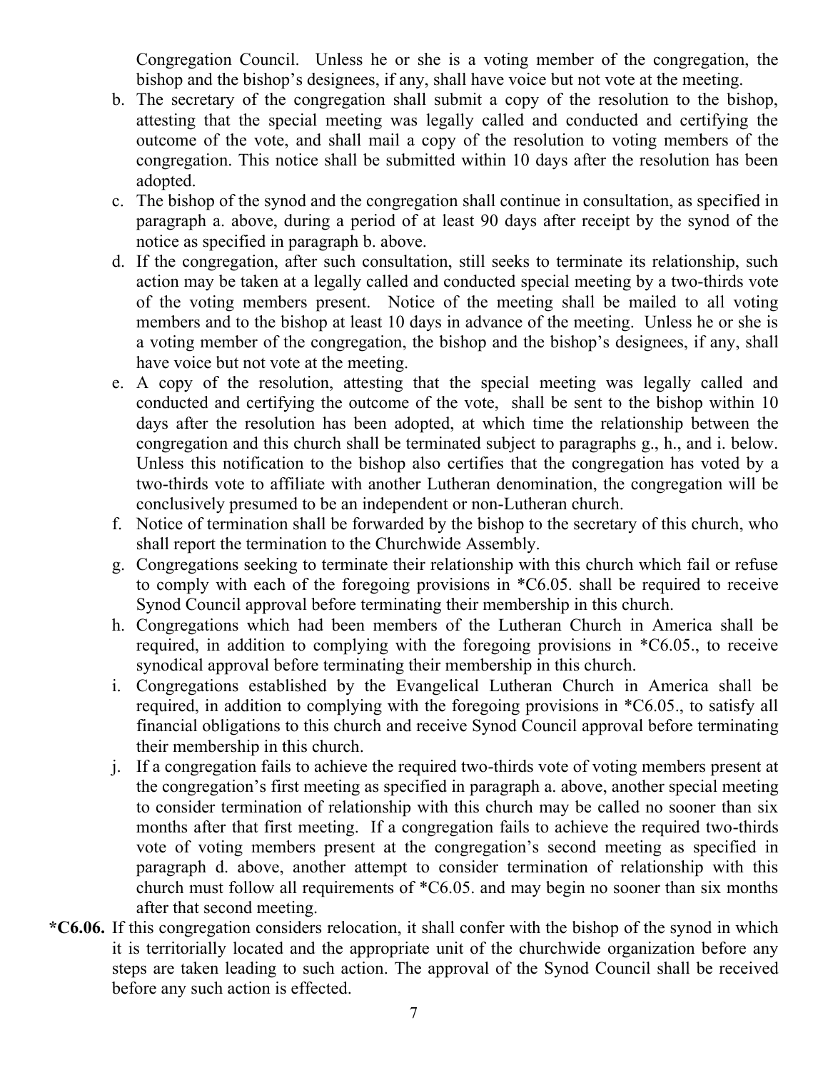Congregation Council. Unless he or she is a voting member of the congregation, the bishop and the bishop's designees, if any, shall have voice but not vote at the meeting.

b. The secretary of the congregation shall submit a copy of the resolution to the bishop, attesting that the special meeting was legally called and conducted and certifying the outcome of the vote, and shall mail a copy of the resolution to voting members of the congregation. This notice shall be submitted within 10 days after the resolution has been adopted.
c. The bishop of the synod and the congregation shall continue in consultation, as specified in paragraph a. above, during a period of at least 90 days after receipt by the synod of the notice as specified in paragraph b. above.
d. If the congregation, after such consultation, still seeks to terminate its relationship, such action may be taken at a legally called and conducted special meeting by a two-thirds vote of the voting members present. Notice of the meeting shall be mailed to all voting members and to the bishop at least 10 days in advance of the meeting. Unless he or she is a voting member of the congregation, the bishop and the bishop's designees, if any, shall have voice but not vote at the meeting.
e. A copy of the resolution, attesting that the special meeting was legally called and conducted and certifying the outcome of the vote, shall be sent to the bishop within 10 days after the resolution has been adopted, at which time the relationship between the congregation and this church shall be terminated subject to paragraphs g., h., and i. below. Unless this notification to the bishop also certifies that the congregation has voted by a two-thirds vote to affiliate with another Lutheran denomination, the congregation will be conclusively presumed to be an independent or non-Lutheran church.
f. Notice of termination shall be forwarded by the bishop to the secretary of this church, who shall report the termination to the Churchwide Assembly.
g. Congregations seeking to terminate their relationship with this church which fail or refuse to comply with each of the foregoing provisions in *C6.05. shall be required to receive Synod Council approval before terminating their membership in this church.
h. Congregations which had been members of the Lutheran Church in America shall be required, in addition to complying with the foregoing provisions in *C6.05., to receive synodical approval before terminating their membership in this church.
i. Congregations established by the Evangelical Lutheran Church in America shall be required, in addition to complying with the foregoing provisions in *C6.05., to satisfy all financial obligations to this church and receive Synod Council approval before terminating their membership in this church.
j. If a congregation fails to achieve the required two-thirds vote of voting members present at the congregation's first meeting as specified in paragraph a. above, another special meeting to consider termination of relationship with this church may be called no sooner than six months after that first meeting. If a congregation fails to achieve the required two-thirds vote of voting members present at the congregation's second meeting as specified in paragraph d. above, another attempt to consider termination of relationship with this church must follow all requirements of *C6.05. and may begin no sooner than six months after that second meeting.

**\*C6.06.** If this congregation considers relocation, it shall confer with the bishop of the synod in which it is territorially located and the appropriate unit of the churchwide organization before any steps are taken leading to such action. The approval of the Synod Council shall be received before any such action is effected.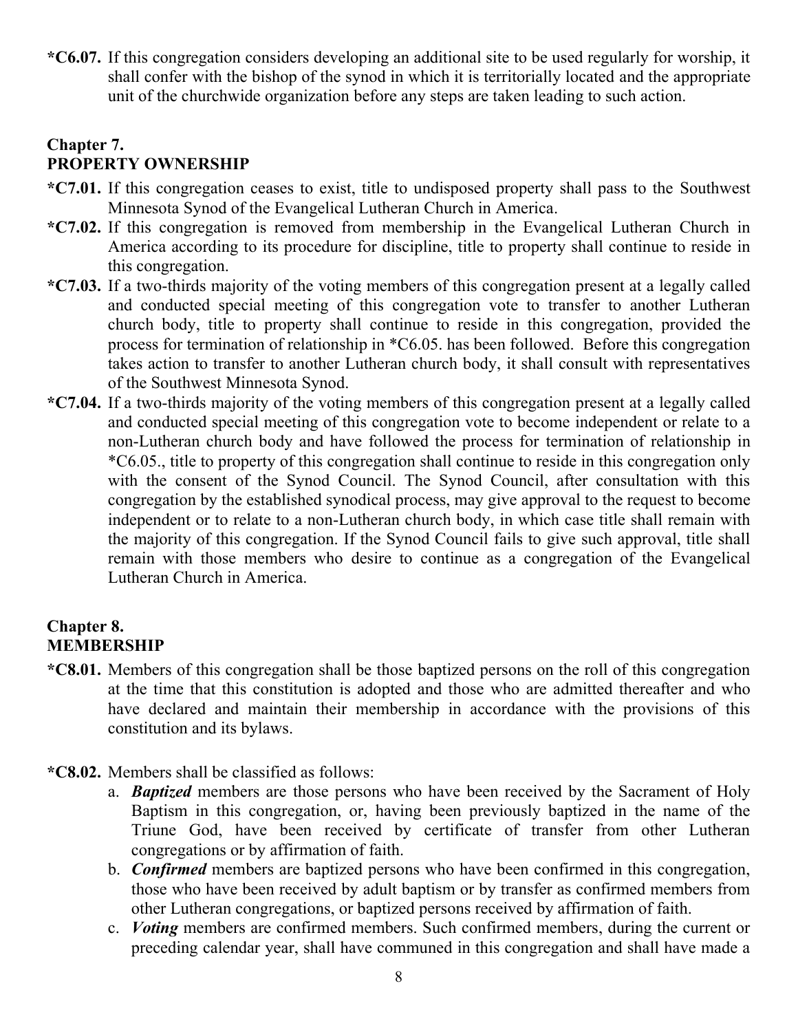**\*C6.07.** If this congregation considers developing an additional site to be used regularly for worship, it shall confer with the bishop of the synod in which it is territorially located and the appropriate unit of the churchwide organization before any steps are taken leading to such action.

## Chapter 7.
## PROPERTY OWNERSHIP

**\*C7.01.** If this congregation ceases to exist, title to undisposed property shall pass to the Southwest Minnesota Synod of the Evangelical Lutheran Church in America.

**\*C7.02.** If this congregation is removed from membership in the Evangelical Lutheran Church in America according to its procedure for discipline, title to property shall continue to reside in this congregation.

**\*C7.03.** If a two-thirds majority of the voting members of this congregation present at a legally called and conducted special meeting of this congregation vote to transfer to another Lutheran church body, title to property shall continue to reside in this congregation, provided the process for termination of relationship in \*C6.05. has been followed. Before this congregation takes action to transfer to another Lutheran church body, it shall consult with representatives of the Southwest Minnesota Synod.

**\*C7.04.** If a two-thirds majority of the voting members of this congregation present at a legally called and conducted special meeting of this congregation vote to become independent or relate to a non-Lutheran church body and have followed the process for termination of relationship in \*C6.05., title to property of this congregation shall continue to reside in this congregation only with the consent of the Synod Council. The Synod Council, after consultation with this congregation by the established synodical process, may give approval to the request to become independent or to relate to a non-Lutheran church body, in which case title shall remain with the majority of this congregation. If the Synod Council fails to give such approval, title shall remain with those members who desire to continue as a congregation of the Evangelical Lutheran Church in America.

## Chapter 8.
## MEMBERSHIP

**\*C8.01.** Members of this congregation shall be those baptized persons on the roll of this congregation at the time that this constitution is adopted and those who are admitted thereafter and who have declared and maintain their membership in accordance with the provisions of this constitution and its bylaws.

**\*C8.02.** Members shall be classified as follows:

a. ***Baptized*** members are those persons who have been received by the Sacrament of Holy Baptism in this congregation, or, having been previously baptized in the name of the Triune God, have been received by certificate of transfer from other Lutheran congregations or by affirmation of faith.

b. ***Confirmed*** members are baptized persons who have been confirmed in this congregation, those who have been received by adult baptism or by transfer as confirmed members from other Lutheran congregations, or baptized persons received by affirmation of faith.

c. ***Voting*** members are confirmed members. Such confirmed members, during the current or preceding calendar year, shall have communed in this congregation and shall have made a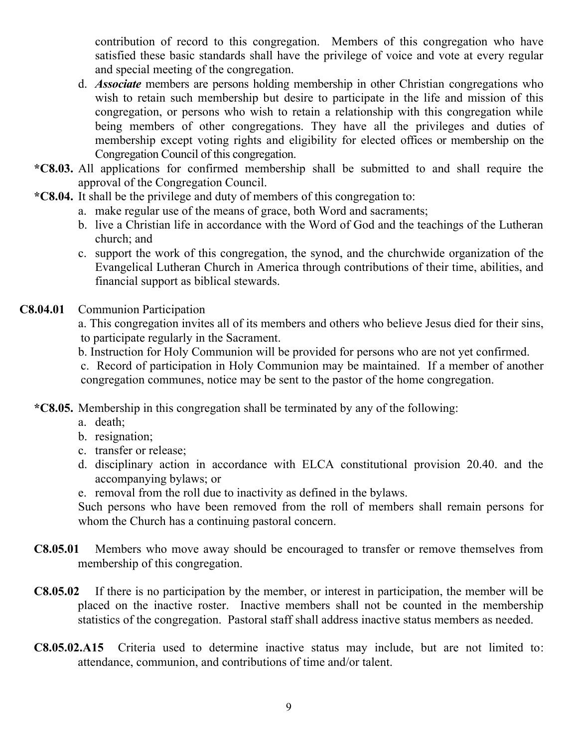contribution of record to this congregation. Members of this congregation who have satisfied these basic standards shall have the privilege of voice and vote at every regular and special meeting of the congregation.

d. ***Associate*** members are persons holding membership in other Christian congregations who wish to retain such membership but desire to participate in the life and mission of this congregation, or persons who wish to retain a relationship with this congregation while being members of other congregations. They have all the privileges and duties of membership except voting rights and eligibility for elected offices or membership on the Congregation Council of this congregation.

**\*C8.03.** All applications for confirmed membership shall be submitted to and shall require the approval of the Congregation Council.

**\*C8.04.** It shall be the privilege and duty of members of this congregation to:

a. make regular use of the means of grace, both Word and sacraments;
b. live a Christian life in accordance with the Word of God and the teachings of the Lutheran church; and
c. support the work of this congregation, the synod, and the churchwide organization of the Evangelical Lutheran Church in America through contributions of their time, abilities, and financial support as biblical stewards.

**C8.04.01** Communion Participation

a. This congregation invites all of its members and others who believe Jesus died for their sins, to participate regularly in the Sacrament.

b. Instruction for Holy Communion will be provided for persons who are not yet confirmed.

c. Record of participation in Holy Communion may be maintained. If a member of another congregation communes, notice may be sent to the pastor of the home congregation.

**\*C8.05.** Membership in this congregation shall be terminated by any of the following:

a. death;
b. resignation;
c. transfer or release;
d. disciplinary action in accordance with ELCA constitutional provision 20.40. and the accompanying bylaws; or
e. removal from the roll due to inactivity as defined in the bylaws.

Such persons who have been removed from the roll of members shall remain persons for whom the Church has a continuing pastoral concern.

**C8.05.01** Members who move away should be encouraged to transfer or remove themselves from membership of this congregation.

**C8.05.02** If there is no participation by the member, or interest in participation, the member will be placed on the inactive roster. Inactive members shall not be counted in the membership statistics of the congregation. Pastoral staff shall address inactive status members as needed.

**C8.05.02.A15** Criteria used to determine inactive status may include, but are not limited to: attendance, communion, and contributions of time and/or talent.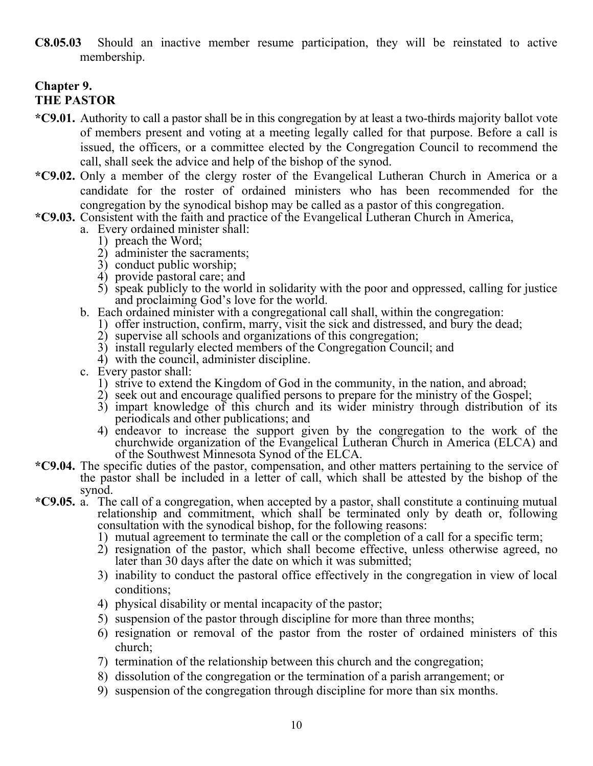**C8.05.03** Should an inactive member resume participation, they will be reinstated to active membership.

## Chapter 9.
## THE PASTOR

**\*C9.01.** Authority to call a pastor shall be in this congregation by at least a two-thirds majority ballot vote of members present and voting at a meeting legally called for that purpose. Before a call is issued, the officers, or a committee elected by the Congregation Council to recommend the call, shall seek the advice and help of the bishop of the synod.

**\*C9.02.** Only a member of the clergy roster of the Evangelical Lutheran Church in America or a candidate for the roster of ordained ministers who has been recommended for the congregation by the synodical bishop may be called as a pastor of this congregation.

**\*C9.03.** Consistent with the faith and practice of the Evangelical Lutheran Church in America,

a. Every ordained minister shall:
   1) preach the Word;
   2) administer the sacraments;
   3) conduct public worship;
   4) provide pastoral care; and
   5) speak publicly to the world in solidarity with the poor and oppressed, calling for justice and proclaiming God's love for the world.

b. Each ordained minister with a congregational call shall, within the congregation:
   1) offer instruction, confirm, marry, visit the sick and distressed, and bury the dead;
   2) supervise all schools and organizations of this congregation;
   3) install regularly elected members of the Congregation Council; and
   4) with the council, administer discipline.

c. Every pastor shall:
   1) strive to extend the Kingdom of God in the community, in the nation, and abroad;
   2) seek out and encourage qualified persons to prepare for the ministry of the Gospel;
   3) impart knowledge of this church and its wider ministry through distribution of its periodicals and other publications; and
   4) endeavor to increase the support given by the congregation to the work of the churchwide organization of the Evangelical Lutheran Church in America (ELCA) and of the Southwest Minnesota Synod of the ELCA.

**\*C9.04.** The specific duties of the pastor, compensation, and other matters pertaining to the service of the pastor shall be included in a letter of call, which shall be attested by the bishop of the synod.

**\*C9.05.** a. The call of a congregation, when accepted by a pastor, shall constitute a continuing mutual relationship and commitment, which shall be terminated only by death or, following consultation with the synodical bishop, for the following reasons:
   1) mutual agreement to terminate the call or the completion of a call for a specific term;
   2) resignation of the pastor, which shall become effective, unless otherwise agreed, no later than 30 days after the date on which it was submitted;
   3) inability to conduct the pastoral office effectively in the congregation in view of local conditions;
   4) physical disability or mental incapacity of the pastor;
   5) suspension of the pastor through discipline for more than three months;
   6) resignation or removal of the pastor from the roster of ordained ministers of this church;
   7) termination of the relationship between this church and the congregation;
   8) dissolution of the congregation or the termination of a parish arrangement; or
   9) suspension of the congregation through discipline for more than six months.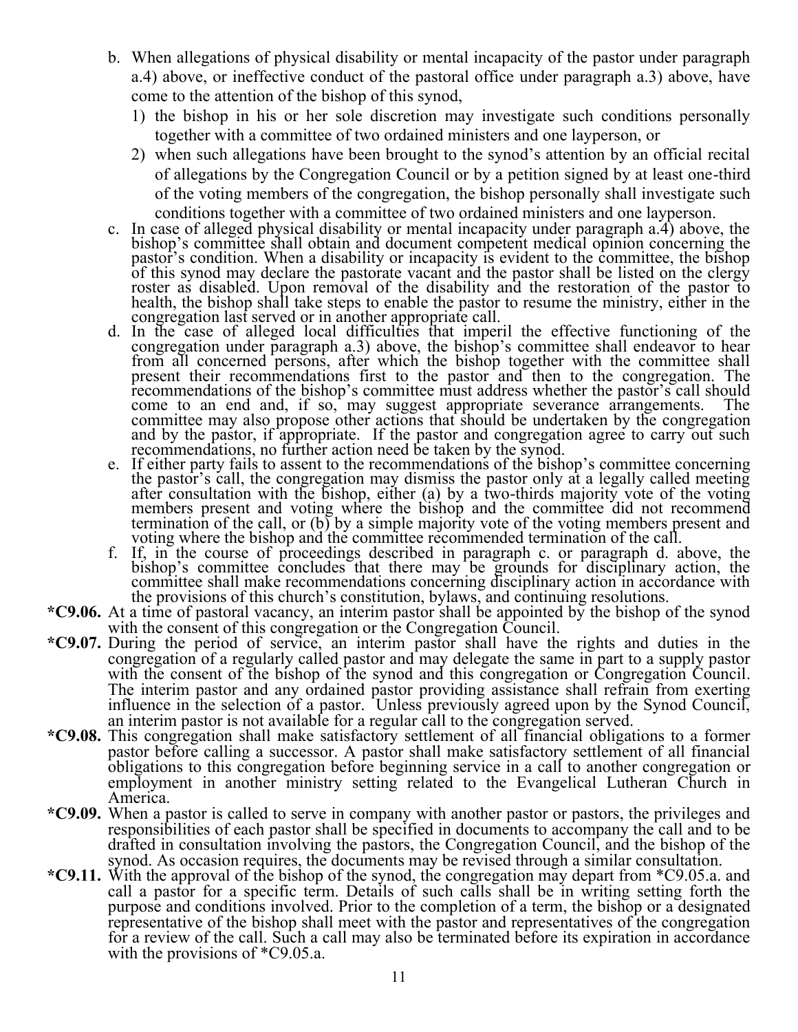b. When allegations of physical disability or mental incapacity of the pastor under paragraph a.4) above, or ineffective conduct of the pastoral office under paragraph a.3) above, have come to the attention of the bishop of this synod,
   1) the bishop in his or her sole discretion may investigate such conditions personally together with a committee of two ordained ministers and one layperson, or
   2) when such allegations have been brought to the synod's attention by an official recital of allegations by the Congregation Council or by a petition signed by at least one-third of the voting members of the congregation, the bishop personally shall investigate such conditions together with a committee of two ordained ministers and one layperson.

c. In case of alleged physical disability or mental incapacity under paragraph a.4) above, the bishop's committee shall obtain and document competent medical opinion concerning the pastor's condition. When a disability or incapacity is evident to the committee, the bishop of this synod may declare the pastorate vacant and the pastor shall be listed on the clergy roster as disabled. Upon removal of the disability and the restoration of the pastor to health, the bishop shall take steps to enable the pastor to resume the ministry, either in the congregation last served or in another appropriate call.

d. In the case of alleged local difficulties that imperil the effective functioning of the congregation under paragraph a.3) above, the bishop's committee shall endeavor to hear from all concerned persons, after which the bishop together with the committee shall present their recommendations first to the pastor and then to the congregation. The recommendations of the bishop's committee must address whether the pastor's call should come to an end and, if so, may suggest appropriate severance arrangements. The committee may also propose other actions that should be undertaken by the congregation and by the pastor, if appropriate. If the pastor and congregation agree to carry out such recommendations, no further action need be taken by the synod.

e. If either party fails to assent to the recommendations of the bishop's committee concerning the pastor's call, the congregation may dismiss the pastor only at a legally called meeting after consultation with the bishop, either (a) by a two-thirds majority vote of the voting members present and voting where the bishop and the committee did not recommend termination of the call, or (b) by a simple majority vote of the voting members present and voting where the bishop and the committee recommended termination of the call.

f. If, in the course of proceedings described in paragraph c. or paragraph d. above, the bishop's committee concludes that there may be grounds for disciplinary action, the committee shall make recommendations concerning disciplinary action in accordance with the provisions of this church's constitution, bylaws, and continuing resolutions.

**\*C9.06.** At a time of pastoral vacancy, an interim pastor shall be appointed by the bishop of the synod with the consent of this congregation or the Congregation Council.

**\*C9.07.** During the period of service, an interim pastor shall have the rights and duties in the congregation of a regularly called pastor and may delegate the same in part to a supply pastor with the consent of the bishop of the synod and this congregation or Congregation Council. The interim pastor and any ordained pastor providing assistance shall refrain from exerting influence in the selection of a pastor. Unless previously agreed upon by the Synod Council, an interim pastor is not available for a regular call to the congregation served.

**\*C9.08.** This congregation shall make satisfactory settlement of all financial obligations to a former pastor before calling a successor. A pastor shall make satisfactory settlement of all financial obligations to this congregation before beginning service in a call to another congregation or employment in another ministry setting related to the Evangelical Lutheran Church in America.

**\*C9.09.** When a pastor is called to serve in company with another pastor or pastors, the privileges and responsibilities of each pastor shall be specified in documents to accompany the call and to be drafted in consultation involving the pastors, the Congregation Council, and the bishop of the synod. As occasion requires, the documents may be revised through a similar consultation.

**\*C9.11.** With the approval of the bishop of the synod, the congregation may depart from *C9.05.a. and call a pastor for a specific term. Details of such calls shall be in writing setting forth the purpose and conditions involved. Prior to the completion of a term, the bishop or a designated representative of the bishop shall meet with the pastor and representatives of the congregation for a review of the call. Such a call may also be terminated before its expiration in accordance with the provisions of *C9.05.a.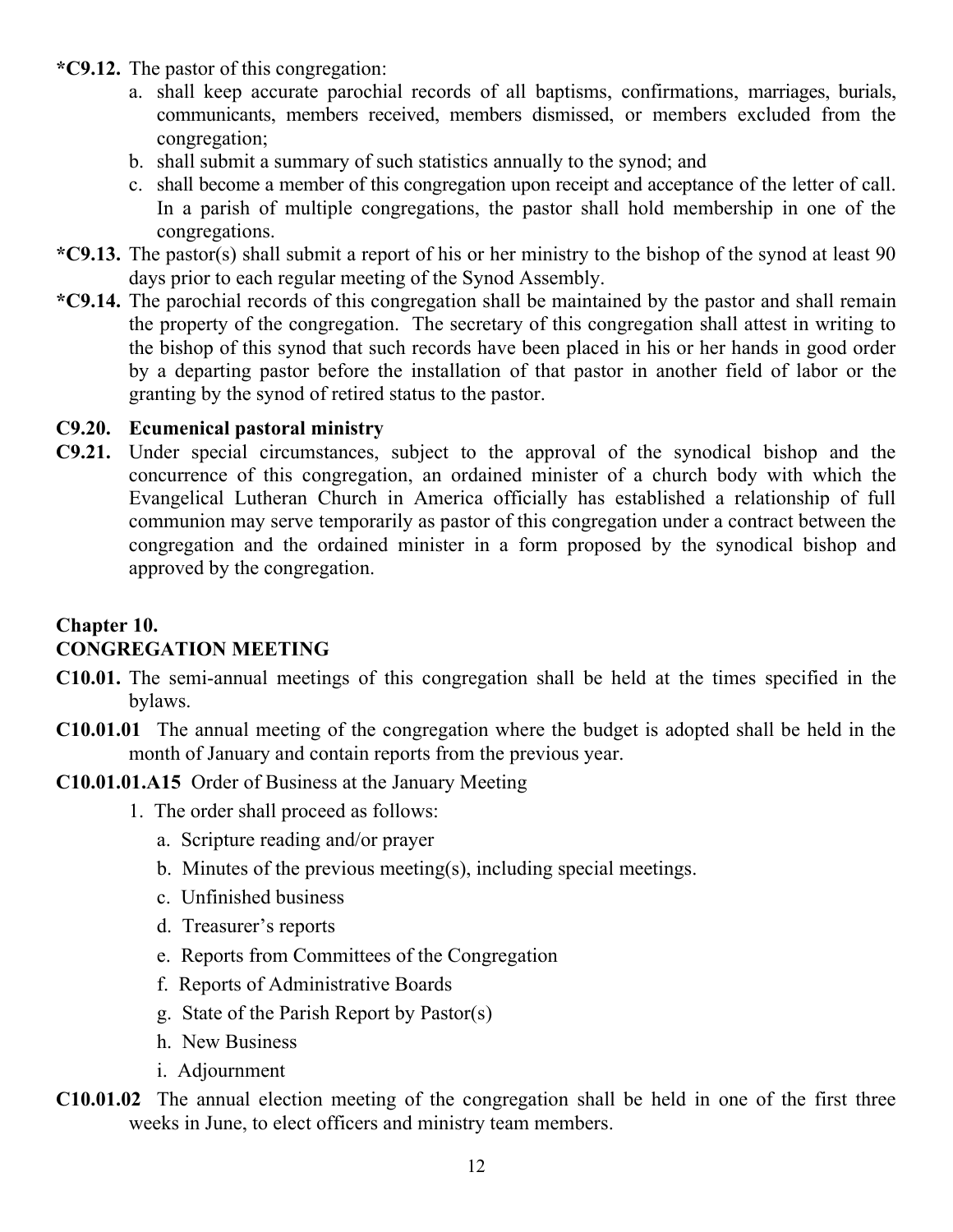**\*C9.12.** The pastor of this congregation:

a. shall keep accurate parochial records of all baptisms, confirmations, marriages, burials, communicants, members received, members dismissed, or members excluded from the congregation;

b. shall submit a summary of such statistics annually to the synod; and

c. shall become a member of this congregation upon receipt and acceptance of the letter of call. In a parish of multiple congregations, the pastor shall hold membership in one of the congregations.

**\*C9.13.** The pastor(s) shall submit a report of his or her ministry to the bishop of the synod at least 90 days prior to each regular meeting of the Synod Assembly.

**\*C9.14.** The parochial records of this congregation shall be maintained by the pastor and shall remain the property of the congregation. The secretary of this congregation shall attest in writing to the bishop of this synod that such records have been placed in his or her hands in good order by a departing pastor before the installation of that pastor in another field of labor or the granting by the synod of retired status to the pastor.

**C9.20. Ecumenical pastoral ministry**

**C9.21.** Under special circumstances, subject to the approval of the synodical bishop and the concurrence of this congregation, an ordained minister of a church body with which the Evangelical Lutheran Church in America officially has established a relationship of full communion may serve temporarily as pastor of this congregation under a contract between the congregation and the ordained minister in a form proposed by the synodical bishop and approved by the congregation.

## Chapter 10.
## CONGREGATION MEETING

**C10.01.** The semi-annual meetings of this congregation shall be held at the times specified in the bylaws.

**C10.01.01** The annual meeting of the congregation where the budget is adopted shall be held in the month of January and contain reports from the previous year.

**C10.01.01.A15** Order of Business at the January Meeting

1. The order shall proceed as follows:
   - a. Scripture reading and/or prayer
   - b. Minutes of the previous meeting(s), including special meetings.
   - c. Unfinished business
   - d. Treasurer's reports
   - e. Reports from Committees of the Congregation
   - f. Reports of Administrative Boards
   - g. State of the Parish Report by Pastor(s)
   - h. New Business
   - i. Adjournment

**C10.01.02** The annual election meeting of the congregation shall be held in one of the first three weeks in June, to elect officers and ministry team members.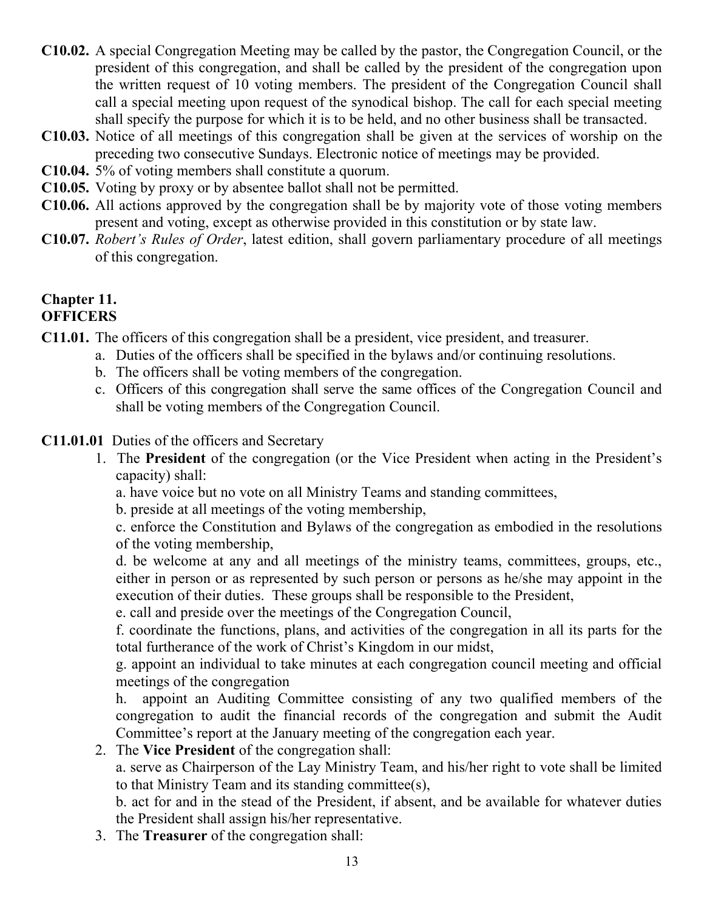**C10.02.** A special Congregation Meeting may be called by the pastor, the Congregation Council, or the president of this congregation, and shall be called by the president of the congregation upon the written request of 10 voting members. The president of the Congregation Council shall call a special meeting upon request of the synodical bishop. The call for each special meeting shall specify the purpose for which it is to be held, and no other business shall be transacted.

**C10.03.** Notice of all meetings of this congregation shall be given at the services of worship on the preceding two consecutive Sundays. Electronic notice of meetings may be provided.

**C10.04.** 5% of voting members shall constitute a quorum.

**C10.05.** Voting by proxy or by absentee ballot shall not be permitted.

**C10.06.** All actions approved by the congregation shall be by majority vote of those voting members present and voting, except as otherwise provided in this constitution or by state law.

**C10.07.** *Robert's Rules of Order*, latest edition, shall govern parliamentary procedure of all meetings of this congregation.

## Chapter 11.
## OFFICERS

**C11.01.** The officers of this congregation shall be a president, vice president, and treasurer.

a. Duties of the officers shall be specified in the bylaws and/or continuing resolutions.
b. The officers shall be voting members of the congregation.
c. Officers of this congregation shall serve the same offices of the Congregation Council and shall be voting members of the Congregation Council.

**C11.01.01** Duties of the officers and Secretary

1. The **President** of the congregation (or the Vice President when acting in the President's capacity) shall:

   a. have voice but no vote on all Ministry Teams and standing committees,
   b. preside at all meetings of the voting membership,
   c. enforce the Constitution and Bylaws of the congregation as embodied in the resolutions of the voting membership,
   d. be welcome at any and all meetings of the ministry teams, committees, groups, etc., either in person or as represented by such person or persons as he/she may appoint in the execution of their duties. These groups shall be responsible to the President,
   e. call and preside over the meetings of the Congregation Council,
   f. coordinate the functions, plans, and activities of the congregation in all its parts for the total furtherance of the work of Christ's Kingdom in our midst,
   g. appoint an individual to take minutes at each congregation council meeting and official meetings of the congregation
   h. appoint an Auditing Committee consisting of any two qualified members of the congregation to audit the financial records of the congregation and submit the Audit Committee's report at the January meeting of the congregation each year.

2. The **Vice President** of the congregation shall:

   a. serve as Chairperson of the Lay Ministry Team, and his/her right to vote shall be limited to that Ministry Team and its standing committee(s),
   b. act for and in the stead of the President, if absent, and be available for whatever duties the President shall assign his/her representative.

3. The **Treasurer** of the congregation shall: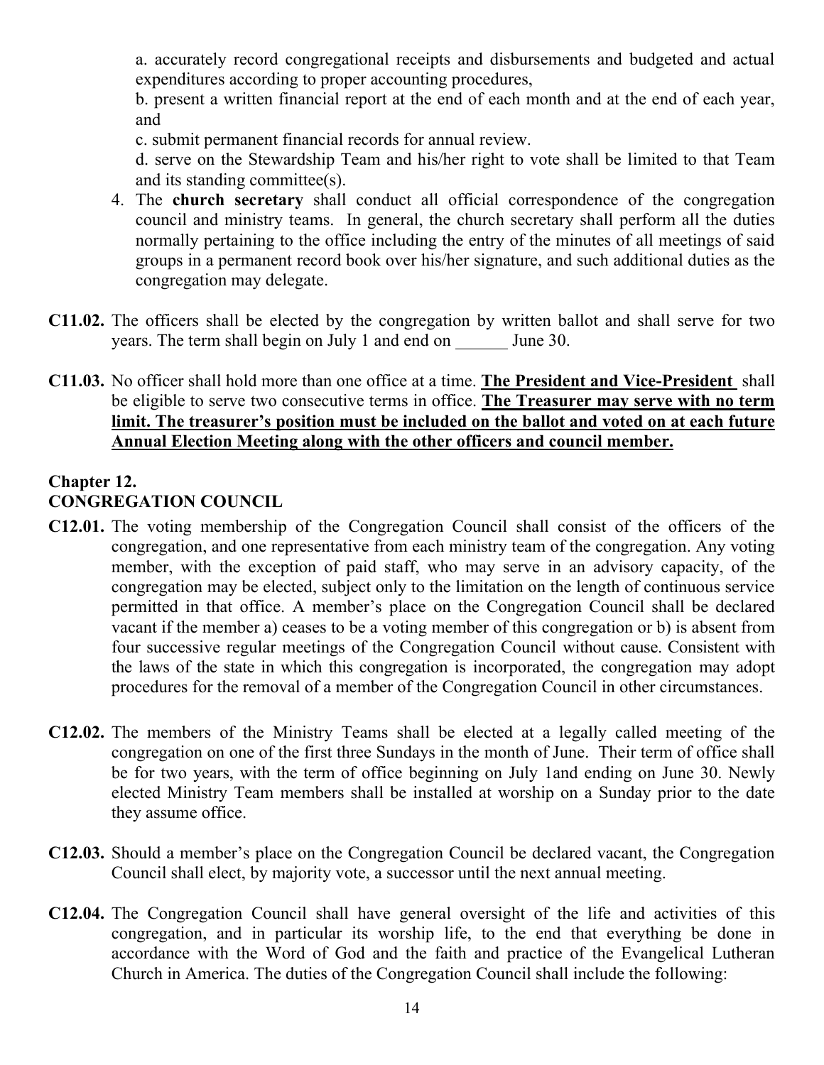a. accurately record congregational receipts and disbursements and budgeted and actual expenditures according to proper accounting procedures,

b. present a written financial report at the end of each month and at the end of each year, and

c. submit permanent financial records for annual review.

d. serve on the Stewardship Team and his/her right to vote shall be limited to that Team and its standing committee(s).

4. The **church secretary** shall conduct all official correspondence of the congregation council and ministry teams. In general, the church secretary shall perform all the duties normally pertaining to the office including the entry of the minutes of all meetings of said groups in a permanent record book over his/her signature, and such additional duties as the congregation may delegate.

**C11.02.** The officers shall be elected by the congregation by written ballot and shall serve for two years. The term shall begin on July 1 and end on ______ June 30.

**C11.03.** No officer shall hold more than one office at a time. **The President and Vice-President** shall be eligible to serve two consecutive terms in office. **The Treasurer may serve with no term limit. The treasurer's position must be included on the ballot and voted on at each future Annual Election Meeting along with the other officers and council member.**

## Chapter 12.
## CONGREGATION COUNCIL

**C12.01.** The voting membership of the Congregation Council shall consist of the officers of the congregation, and one representative from each ministry team of the congregation. Any voting member, with the exception of paid staff, who may serve in an advisory capacity, of the congregation may be elected, subject only to the limitation on the length of continuous service permitted in that office. A member's place on the Congregation Council shall be declared vacant if the member a) ceases to be a voting member of this congregation or b) is absent from four successive regular meetings of the Congregation Council without cause. Consistent with the laws of the state in which this congregation is incorporated, the congregation may adopt procedures for the removal of a member of the Congregation Council in other circumstances.

**C12.02.** The members of the Ministry Teams shall be elected at a legally called meeting of the congregation on one of the first three Sundays in the month of June. Their term of office shall be for two years, with the term of office beginning on July 1and ending on June 30. Newly elected Ministry Team members shall be installed at worship on a Sunday prior to the date they assume office.

**C12.03.** Should a member's place on the Congregation Council be declared vacant, the Congregation Council shall elect, by majority vote, a successor until the next annual meeting.

**C12.04.** The Congregation Council shall have general oversight of the life and activities of this congregation, and in particular its worship life, to the end that everything be done in accordance with the Word of God and the faith and practice of the Evangelical Lutheran Church in America. The duties of the Congregation Council shall include the following: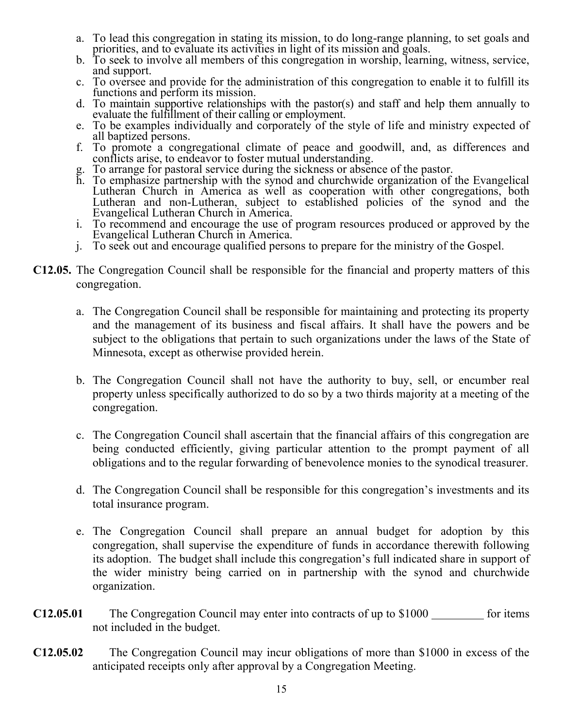a. To lead this congregation in stating its mission, to do long-range planning, to set goals and priorities, and to evaluate its activities in light of its mission and goals.
b. To seek to involve all members of this congregation in worship, learning, witness, service, and support.
c. To oversee and provide for the administration of this congregation to enable it to fulfill its functions and perform its mission.
d. To maintain supportive relationships with the pastor(s) and staff and help them annually to evaluate the fulfillment of their calling or employment.
e. To be examples individually and corporately of the style of life and ministry expected of all baptized persons.
f. To promote a congregational climate of peace and goodwill, and, as differences and conflicts arise, to endeavor to foster mutual understanding.
g. To arrange for pastoral service during the sickness or absence of the pastor.
h. To emphasize partnership with the synod and churchwide organization of the Evangelical Lutheran Church in America as well as cooperation with other congregations, both Lutheran and non-Lutheran, subject to established policies of the synod and the Evangelical Lutheran Church in America.
i. To recommend and encourage the use of program resources produced or approved by the Evangelical Lutheran Church in America.
j. To seek out and encourage qualified persons to prepare for the ministry of the Gospel.

**C12.05.** The Congregation Council shall be responsible for the financial and property matters of this congregation.

a. The Congregation Council shall be responsible for maintaining and protecting its property and the management of its business and fiscal affairs. It shall have the powers and be subject to the obligations that pertain to such organizations under the laws of the State of Minnesota, except as otherwise provided herein.

b. The Congregation Council shall not have the authority to buy, sell, or encumber real property unless specifically authorized to do so by a two thirds majority at a meeting of the congregation.

c. The Congregation Council shall ascertain that the financial affairs of this congregation are being conducted efficiently, giving particular attention to the prompt payment of all obligations and to the regular forwarding of benevolence monies to the synodical treasurer.

d. The Congregation Council shall be responsible for this congregation's investments and its total insurance program.

e. The Congregation Council shall prepare an annual budget for adoption by this congregation, shall supervise the expenditure of funds in accordance therewith following its adoption. The budget shall include this congregation's full indicated share in support of the wider ministry being carried on in partnership with the synod and churchwide organization.

**C12.05.01** The Congregation Council may enter into contracts of up to $1000 _________ for items not included in the budget.

**C12.05.02** The Congregation Council may incur obligations of more than $1000 in excess of the anticipated receipts only after approval by a Congregation Meeting.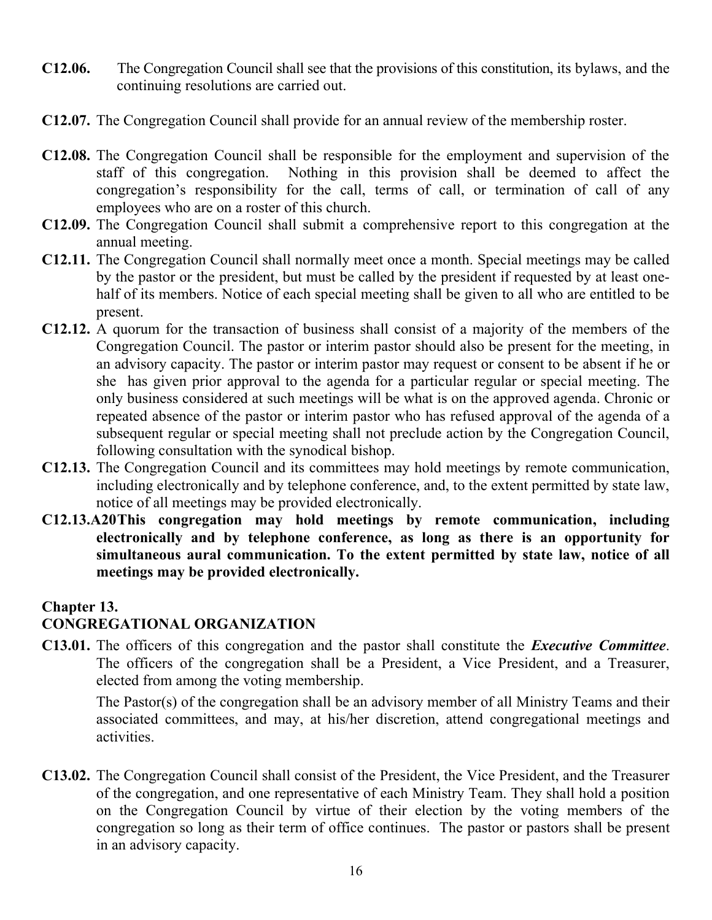**C12.06.** The Congregation Council shall see that the provisions of this constitution, its bylaws, and the continuing resolutions are carried out.

**C12.07.** The Congregation Council shall provide for an annual review of the membership roster.

**C12.08.** The Congregation Council shall be responsible for the employment and supervision of the staff of this congregation. Nothing in this provision shall be deemed to affect the congregation's responsibility for the call, terms of call, or termination of call of any employees who are on a roster of this church.

**C12.09.** The Congregation Council shall submit a comprehensive report to this congregation at the annual meeting.

**C12.11.** The Congregation Council shall normally meet once a month. Special meetings may be called by the pastor or the president, but must be called by the president if requested by at least one-half of its members. Notice of each special meeting shall be given to all who are entitled to be present.

**C12.12.** A quorum for the transaction of business shall consist of a majority of the members of the Congregation Council. The pastor or interim pastor should also be present for the meeting, in an advisory capacity. The pastor or interim pastor may request or consent to be absent if he or she has given prior approval to the agenda for a particular regular or special meeting. The only business considered at such meetings will be what is on the approved agenda. Chronic or repeated absence of the pastor or interim pastor who has refused approval of the agenda of a subsequent regular or special meeting shall not preclude action by the Congregation Council, following consultation with the synodical bishop.

**C12.13.** The Congregation Council and its committees may hold meetings by remote communication, including electronically and by telephone conference, and, to the extent permitted by state law, notice of all meetings may be provided electronically.

**C12.13.A20 This congregation may hold meetings by remote communication, including electronically and by telephone conference, as long as there is an opportunity for simultaneous aural communication. To the extent permitted by state law, notice of all meetings may be provided electronically.**

## Chapter 13.
## CONGREGATIONAL ORGANIZATION

**C13.01.** The officers of this congregation and the pastor shall constitute the ***Executive Committee***. The officers of the congregation shall be a President, a Vice President, and a Treasurer, elected from among the voting membership.

The Pastor(s) of the congregation shall be an advisory member of all Ministry Teams and their associated committees, and may, at his/her discretion, attend congregational meetings and activities.

**C13.02.** The Congregation Council shall consist of the President, the Vice President, and the Treasurer of the congregation, and one representative of each Ministry Team. They shall hold a position on the Congregation Council by virtue of their election by the voting members of the congregation so long as their term of office continues. The pastor or pastors shall be present in an advisory capacity.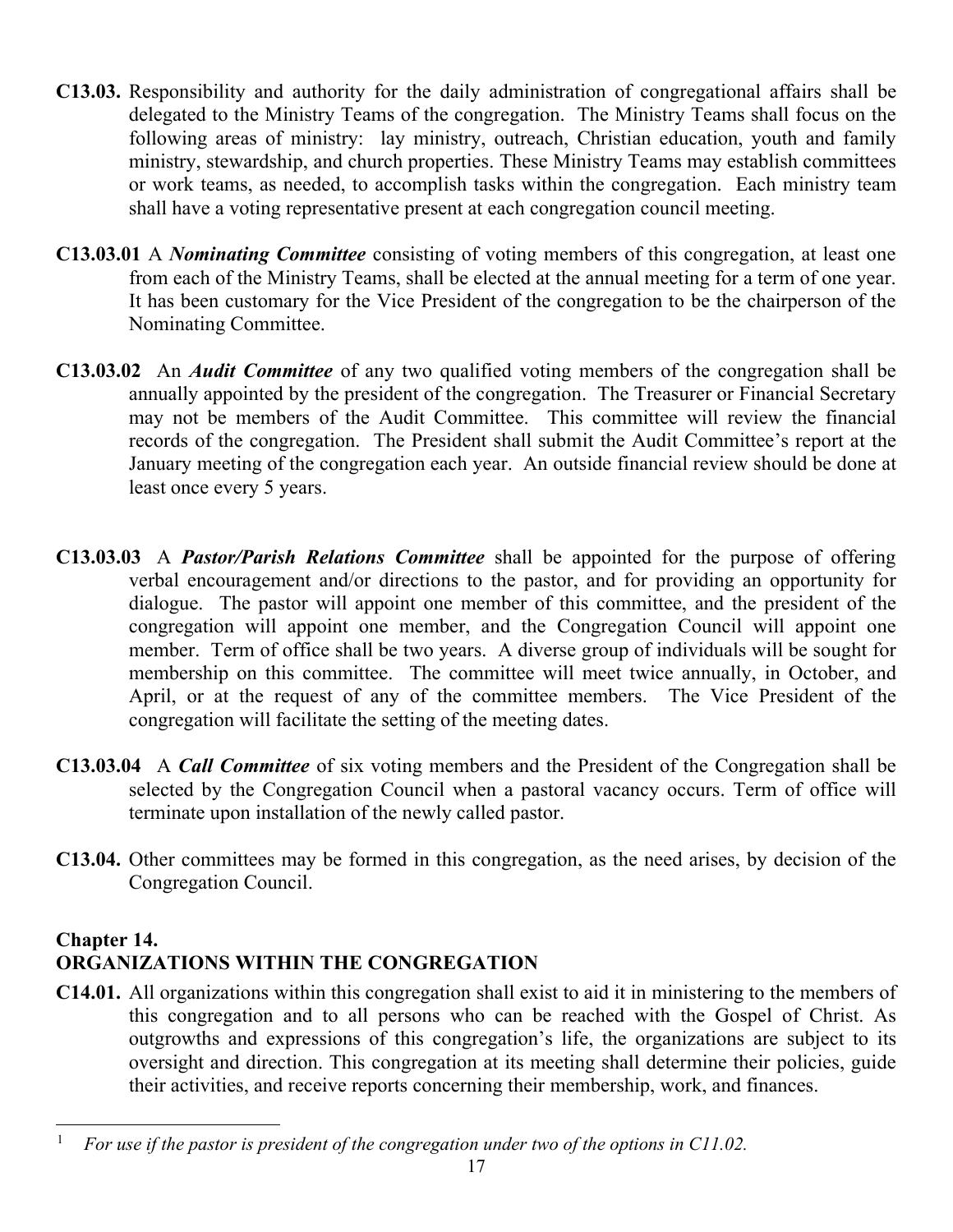**C13.03.** Responsibility and authority for the daily administration of congregational affairs shall be delegated to the Ministry Teams of the congregation. The Ministry Teams shall focus on the following areas of ministry: lay ministry, outreach, Christian education, youth and family ministry, stewardship, and church properties. These Ministry Teams may establish committees or work teams, as needed, to accomplish tasks within the congregation. Each ministry team shall have a voting representative present at each congregation council meeting.

**C13.03.01** A ***Nominating Committee*** consisting of voting members of this congregation, at least one from each of the Ministry Teams, shall be elected at the annual meeting for a term of one year. It has been customary for the Vice President of the congregation to be the chairperson of the Nominating Committee.

**C13.03.02** An ***Audit Committee*** of any two qualified voting members of the congregation shall be annually appointed by the president of the congregation. The Treasurer or Financial Secretary may not be members of the Audit Committee. This committee will review the financial records of the congregation. The President shall submit the Audit Committee's report at the January meeting of the congregation each year. An outside financial review should be done at least once every 5 years.

**C13.03.03** A ***Pastor/Parish Relations Committee*** shall be appointed for the purpose of offering verbal encouragement and/or directions to the pastor, and for providing an opportunity for dialogue. The pastor will appoint one member of this committee, and the president of the congregation will appoint one member, and the Congregation Council will appoint one member. Term of office shall be two years. A diverse group of individuals will be sought for membership on this committee. The committee will meet twice annually, in October, and April, or at the request of any of the committee members. The Vice President of the congregation will facilitate the setting of the meeting dates.

**C13.03.04** A ***Call Committee*** of six voting members and the President of the Congregation shall be selected by the Congregation Council when a pastoral vacancy occurs. Term of office will terminate upon installation of the newly called pastor.

**C13.04.** Other committees may be formed in this congregation, as the need arises, by decision of the Congregation Council.

## Chapter 14.
## ORGANIZATIONS WITHIN THE CONGREGATION

**C14.01.** All organizations within this congregation shall exist to aid it in ministering to the members of this congregation and to all persons who can be reached with the Gospel of Christ. As outgrowths and expressions of this congregation's life, the organizations are subject to its oversight and direction. This congregation at its meeting shall determine their policies, guide their activities, and receive reports concerning their membership, work, and finances.

---

[1] *For use if the pastor is president of the congregation under two of the options in C11.02.*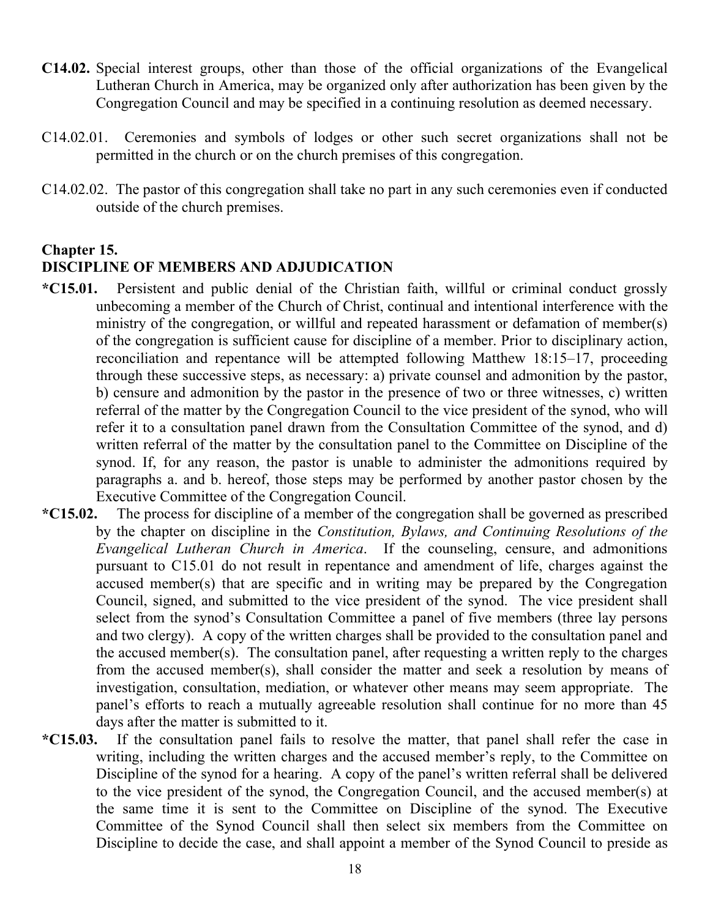**C14.02.** Special interest groups, other than those of the official organizations of the Evangelical Lutheran Church in America, may be organized only after authorization has been given by the Congregation Council and may be specified in a continuing resolution as deemed necessary.

C14.02.01. Ceremonies and symbols of lodges or other such secret organizations shall not be permitted in the church or on the church premises of this congregation.

C14.02.02. The pastor of this congregation shall take no part in any such ceremonies even if conducted outside of the church premises.

## Chapter 15.
## DISCIPLINE OF MEMBERS AND ADJUDICATION

**\*C15.01.** Persistent and public denial of the Christian faith, willful or criminal conduct grossly unbecoming a member of the Church of Christ, continual and intentional interference with the ministry of the congregation, or willful and repeated harassment or defamation of member(s) of the congregation is sufficient cause for discipline of a member. Prior to disciplinary action, reconciliation and repentance will be attempted following Matthew 18:15–17, proceeding through these successive steps, as necessary: a) private counsel and admonition by the pastor, b) censure and admonition by the pastor in the presence of two or three witnesses, c) written referral of the matter by the Congregation Council to the vice president of the synod, who will refer it to a consultation panel drawn from the Consultation Committee of the synod, and d) written referral of the matter by the consultation panel to the Committee on Discipline of the synod. If, for any reason, the pastor is unable to administer the admonitions required by paragraphs a. and b. hereof, those steps may be performed by another pastor chosen by the Executive Committee of the Congregation Council.

**\*C15.02.** The process for discipline of a member of the congregation shall be governed as prescribed by the chapter on discipline in the *Constitution, Bylaws, and Continuing Resolutions of the Evangelical Lutheran Church in America*. If the counseling, censure, and admonitions pursuant to C15.01 do not result in repentance and amendment of life, charges against the accused member(s) that are specific and in writing may be prepared by the Congregation Council, signed, and submitted to the vice president of the synod. The vice president shall select from the synod's Consultation Committee a panel of five members (three lay persons and two clergy). A copy of the written charges shall be provided to the consultation panel and the accused member(s). The consultation panel, after requesting a written reply to the charges from the accused member(s), shall consider the matter and seek a resolution by means of investigation, consultation, mediation, or whatever other means may seem appropriate. The panel's efforts to reach a mutually agreeable resolution shall continue for no more than 45 days after the matter is submitted to it.

**\*C15.03.** If the consultation panel fails to resolve the matter, that panel shall refer the case in writing, including the written charges and the accused member's reply, to the Committee on Discipline of the synod for a hearing. A copy of the panel's written referral shall be delivered to the vice president of the synod, the Congregation Council, and the accused member(s) at the same time it is sent to the Committee on Discipline of the synod. The Executive Committee of the Synod Council shall then select six members from the Committee on Discipline to decide the case, and shall appoint a member of the Synod Council to preside as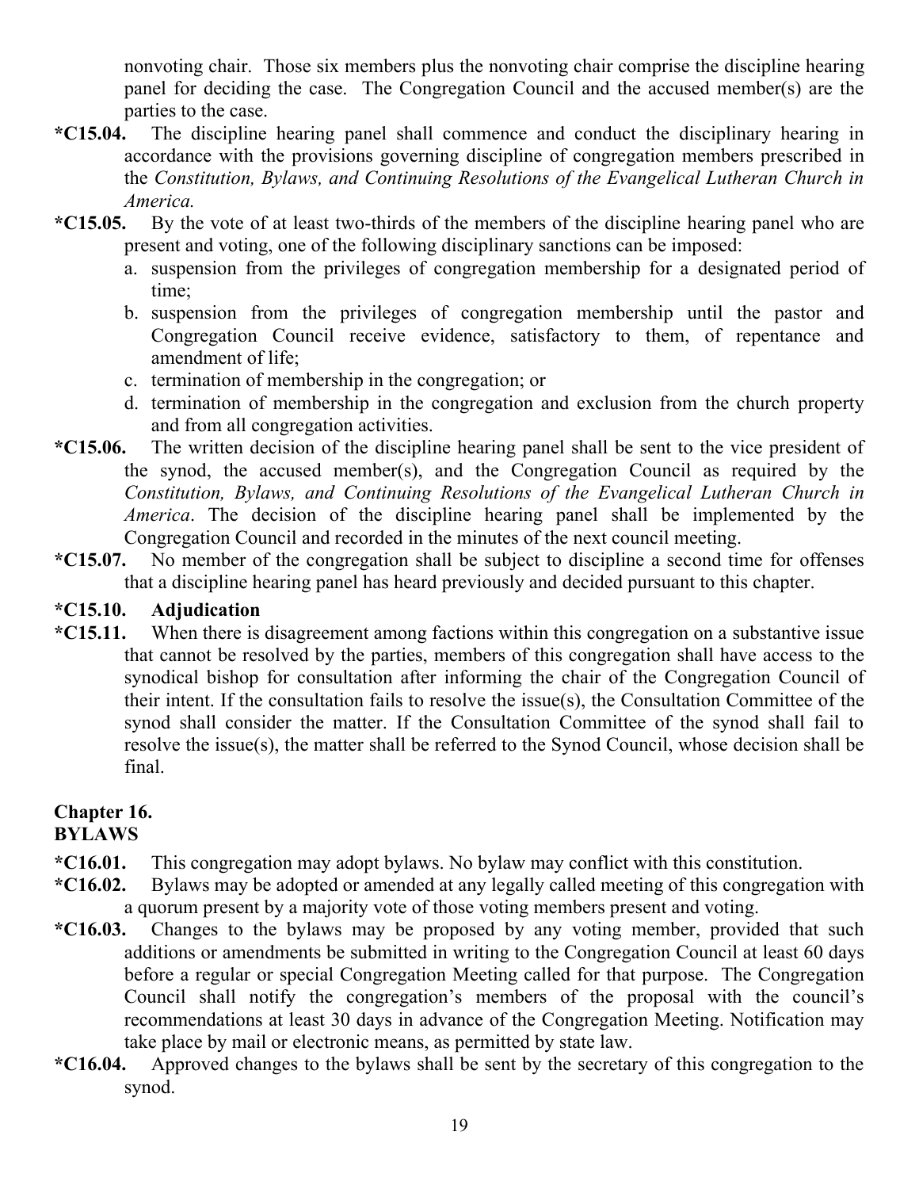nonvoting chair. Those six members plus the nonvoting chair comprise the discipline hearing panel for deciding the case. The Congregation Council and the accused member(s) are the parties to the case.

**\*C15.04.** The discipline hearing panel shall commence and conduct the disciplinary hearing in accordance with the provisions governing discipline of congregation members prescribed in the *Constitution, Bylaws, and Continuing Resolutions of the Evangelical Lutheran Church in America.*

**\*C15.05.** By the vote of at least two-thirds of the members of the discipline hearing panel who are present and voting, one of the following disciplinary sanctions can be imposed:

a. suspension from the privileges of congregation membership for a designated period of time;
b. suspension from the privileges of congregation membership until the pastor and Congregation Council receive evidence, satisfactory to them, of repentance and amendment of life;
c. termination of membership in the congregation; or
d. termination of membership in the congregation and exclusion from the church property and from all congregation activities.

**\*C15.06.** The written decision of the discipline hearing panel shall be sent to the vice president of the synod, the accused member(s), and the Congregation Council as required by the *Constitution, Bylaws, and Continuing Resolutions of the Evangelical Lutheran Church in America*. The decision of the discipline hearing panel shall be implemented by the Congregation Council and recorded in the minutes of the next council meeting.

**\*C15.07.** No member of the congregation shall be subject to discipline a second time for offenses that a discipline hearing panel has heard previously and decided pursuant to this chapter.

**\*C15.10. Adjudication**

**\*C15.11.** When there is disagreement among factions within this congregation on a substantive issue that cannot be resolved by the parties, members of this congregation shall have access to the synodical bishop for consultation after informing the chair of the Congregation Council of their intent. If the consultation fails to resolve the issue(s), the Consultation Committee of the synod shall consider the matter. If the Consultation Committee of the synod shall fail to resolve the issue(s), the matter shall be referred to the Synod Council, whose decision shall be final.

## Chapter 16.
## BYLAWS

**\*C16.01.** This congregation may adopt bylaws. No bylaw may conflict with this constitution.

**\*C16.02.** Bylaws may be adopted or amended at any legally called meeting of this congregation with a quorum present by a majority vote of those voting members present and voting.

**\*C16.03.** Changes to the bylaws may be proposed by any voting member, provided that such additions or amendments be submitted in writing to the Congregation Council at least 60 days before a regular or special Congregation Meeting called for that purpose. The Congregation Council shall notify the congregation's members of the proposal with the council's recommendations at least 30 days in advance of the Congregation Meeting. Notification may take place by mail or electronic means, as permitted by state law.

**\*C16.04.** Approved changes to the bylaws shall be sent by the secretary of this congregation to the synod.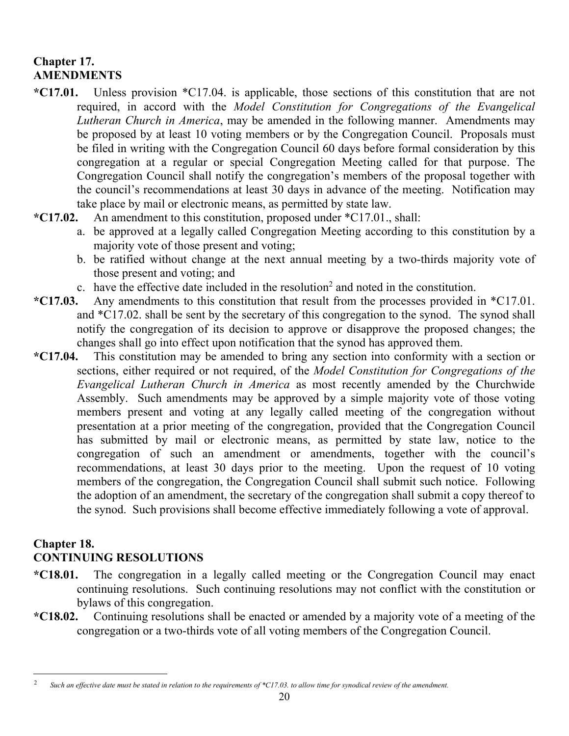## Chapter 17.
## AMENDMENTS

**\*C17.01.** Unless provision *C17.04. is applicable, those sections of this constitution that are not required, in accord with the *Model Constitution for Congregations of the Evangelical Lutheran Church in America*, may be amended in the following manner. Amendments may be proposed by at least 10 voting members or by the Congregation Council. Proposals must be filed in writing with the Congregation Council 60 days before formal consideration by this congregation at a regular or special Congregation Meeting called for that purpose. The Congregation Council shall notify the congregation's members of the proposal together with the council's recommendations at least 30 days in advance of the meeting. Notification may take place by mail or electronic means, as permitted by state law.

**\*C17.02.** An amendment to this constitution, proposed under *C17.01., shall:

a. be approved at a legally called Congregation Meeting according to this constitution by a majority vote of those present and voting;
b. be ratified without change at the next annual meeting by a two-thirds majority vote of those present and voting; and
c. have the effective date included in the resolution[2] and noted in the constitution.

**\*C17.03.** Any amendments to this constitution that result from the processes provided in *C17.01. and *C17.02. shall be sent by the secretary of this congregation to the synod. The synod shall notify the congregation of its decision to approve or disapprove the proposed changes; the changes shall go into effect upon notification that the synod has approved them.

**\*C17.04.** This constitution may be amended to bring any section into conformity with a section or sections, either required or not required, of the *Model Constitution for Congregations of the Evangelical Lutheran Church in America* as most recently amended by the Churchwide Assembly. Such amendments may be approved by a simple majority vote of those voting members present and voting at any legally called meeting of the congregation without presentation at a prior meeting of the congregation, provided that the Congregation Council has submitted by mail or electronic means, as permitted by state law, notice to the congregation of such an amendment or amendments, together with the council's recommendations, at least 30 days prior to the meeting. Upon the request of 10 voting members of the congregation, the Congregation Council shall submit such notice. Following the adoption of an amendment, the secretary of the congregation shall submit a copy thereof to the synod. Such provisions shall become effective immediately following a vote of approval.

## Chapter 18.
## CONTINUING RESOLUTIONS

**\*C18.01.** The congregation in a legally called meeting or the Congregation Council may enact continuing resolutions. Such continuing resolutions may not conflict with the constitution or bylaws of this congregation.

**\*C18.02.** Continuing resolutions shall be enacted or amended by a majority vote of a meeting of the congregation or a two-thirds vote of all voting members of the Congregation Council.

---

[2] *Such an effective date must be stated in relation to the requirements of *C17.03. to allow time for synodical review of the amendment.*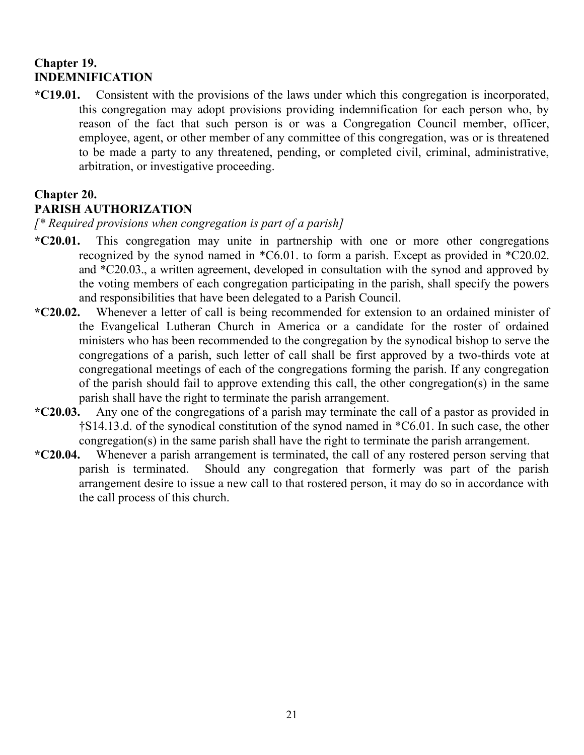## Chapter 19.
## INDEMNIFICATION

**\*C19.01.** Consistent with the provisions of the laws under which this congregation is incorporated, this congregation may adopt provisions providing indemnification for each person who, by reason of the fact that such person is or was a Congregation Council member, officer, employee, agent, or other member of any committee of this congregation, was or is threatened to be made a party to any threatened, pending, or completed civil, criminal, administrative, arbitration, or investigative proceeding.

## Chapter 20.
## PARISH AUTHORIZATION

*[\* Required provisions when congregation is part of a parish]*

**\*C20.01.** This congregation may unite in partnership with one or more other congregations recognized by the synod named in \*C6.01. to form a parish. Except as provided in \*C20.02. and \*C20.03., a written agreement, developed in consultation with the synod and approved by the voting members of each congregation participating in the parish, shall specify the powers and responsibilities that have been delegated to a Parish Council.

**\*C20.02.** Whenever a letter of call is being recommended for extension to an ordained minister of the Evangelical Lutheran Church in America or a candidate for the roster of ordained ministers who has been recommended to the congregation by the synodical bishop to serve the congregations of a parish, such letter of call shall be first approved by a two-thirds vote at congregational meetings of each of the congregations forming the parish. If any congregation of the parish should fail to approve extending this call, the other congregation(s) in the same parish shall have the right to terminate the parish arrangement.

**\*C20.03.** Any one of the congregations of a parish may terminate the call of a pastor as provided in †S14.13.d. of the synodical constitution of the synod named in \*C6.01. In such case, the other congregation(s) in the same parish shall have the right to terminate the parish arrangement.

**\*C20.04.** Whenever a parish arrangement is terminated, the call of any rostered person serving that parish is terminated. Should any congregation that formerly was part of the parish arrangement desire to issue a new call to that rostered person, it may do so in accordance with the call process of this church.